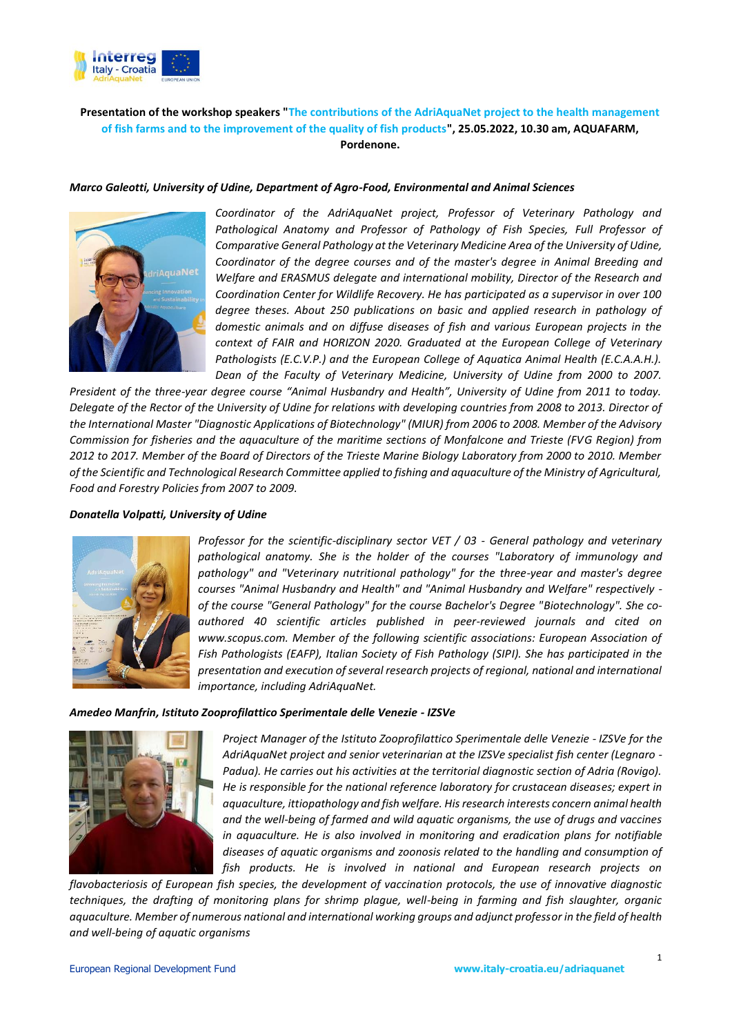**Presentation of the workshop speakers "The contributions of the AdriAquaNet project to the health management of fish farms and to the improvement of the quality of fish products", 25.05.2022, 10.30 am, AQUAFARM, Pordenone.**

***Marco Galeotti, University of Udine, Department of Agro-Food, Environmental and Animal Sciences***

*Coordinator of the AdriAquaNet project, Professor of Veterinary Pathology and Pathological Anatomy and Professor of Pathology of Fish Species, Full Professor of Comparative General Pathology at the Veterinary Medicine Area of the University of Udine, Coordinator of the degree courses and of the master's degree in Animal Breeding and Welfare and ERASMUS delegate and international mobility, Director of the Research and Coordination Center for Wildlife Recovery. He has participated as a supervisor in over 100 degree theses. About 250 publications on basic and applied research in pathology of domestic animals and on diffuse diseases of fish and various European projects in the context of FAIR and HORIZON 2020. Graduated at the European College of Veterinary Pathologists (E.C.V.P.) and the European College of Aquatica Animal Health (E.C.A.A.H.). Dean of the Faculty of Veterinary Medicine, University of Udine from 2000 to 2007. President of the three-year degree course "Animal Husbandry and Health", University of Udine from 2011 to today. Delegate of the Rector of the University of Udine for relations with developing countries from 2008 to 2013. Director of the International Master "Diagnostic Applications of Biotechnology" (MIUR) from 2006 to 2008. Member of the Advisory Commission for fisheries and the aquaculture of the maritime sections of Monfalcone and Trieste (FVG Region) from 2012 to 2017. Member of the Board of Directors of the Trieste Marine Biology Laboratory from 2000 to 2010. Member of the Scientific and Technological Research Committee applied to fishing and aquaculture of the Ministry of Agricultural, Food and Forestry Policies from 2007 to 2009.*

***Donatella Volpatti, University of Udine***

*Professor for the scientific-disciplinary sector VET / 03 - General pathology and veterinary pathological anatomy. She is the holder of the courses "Laboratory of immunology and pathology" and "Veterinary nutritional pathology" for the three-year and master's degree courses "Animal Husbandry and Health" and "Animal Husbandry and Welfare" respectively - of the course "General Pathology" for the course Bachelor's Degree "Biotechnology". She co-authored 40 scientific articles published in peer-reviewed journals and cited on www.scopus.com. Member of the following scientific associations: European Association of Fish Pathologists (EAFP), Italian Society of Fish Pathology (SIPI). She has participated in the presentation and execution of several research projects of regional, national and international importance, including AdriAquaNet.*

***Amedeo Manfrin, Istituto Zooprofilattico Sperimentale delle Venezie - IZSVe***

*Project Manager of the Istituto Zooprofilattico Sperimentale delle Venezie - IZSVe for the AdriAquaNet project and senior veterinarian at the IZSVe specialist fish center (Legnaro - Padua). He carries out his activities at the territorial diagnostic section of Adria (Rovigo). He is responsible for the national reference laboratory for crustacean diseases; expert in aquaculture, ittiopathology and fish welfare. His research interests concern animal health and the well-being of farmed and wild aquatic organisms, the use of drugs and vaccines in aquaculture. He is also involved in monitoring and eradication plans for notifiable diseases of aquatic organisms and zoonosis related to the handling and consumption of fish products. He is involved in national and European research projects on flavobacteriosis of European fish species, the development of vaccination protocols, the use of innovative diagnostic techniques, the drafting of monitoring plans for shrimp plague, well-being in farming and fish slaughter, organic aquaculture. Member of numerous national and international working groups and adjunct professor in the field of health and well-being of aquatic organisms*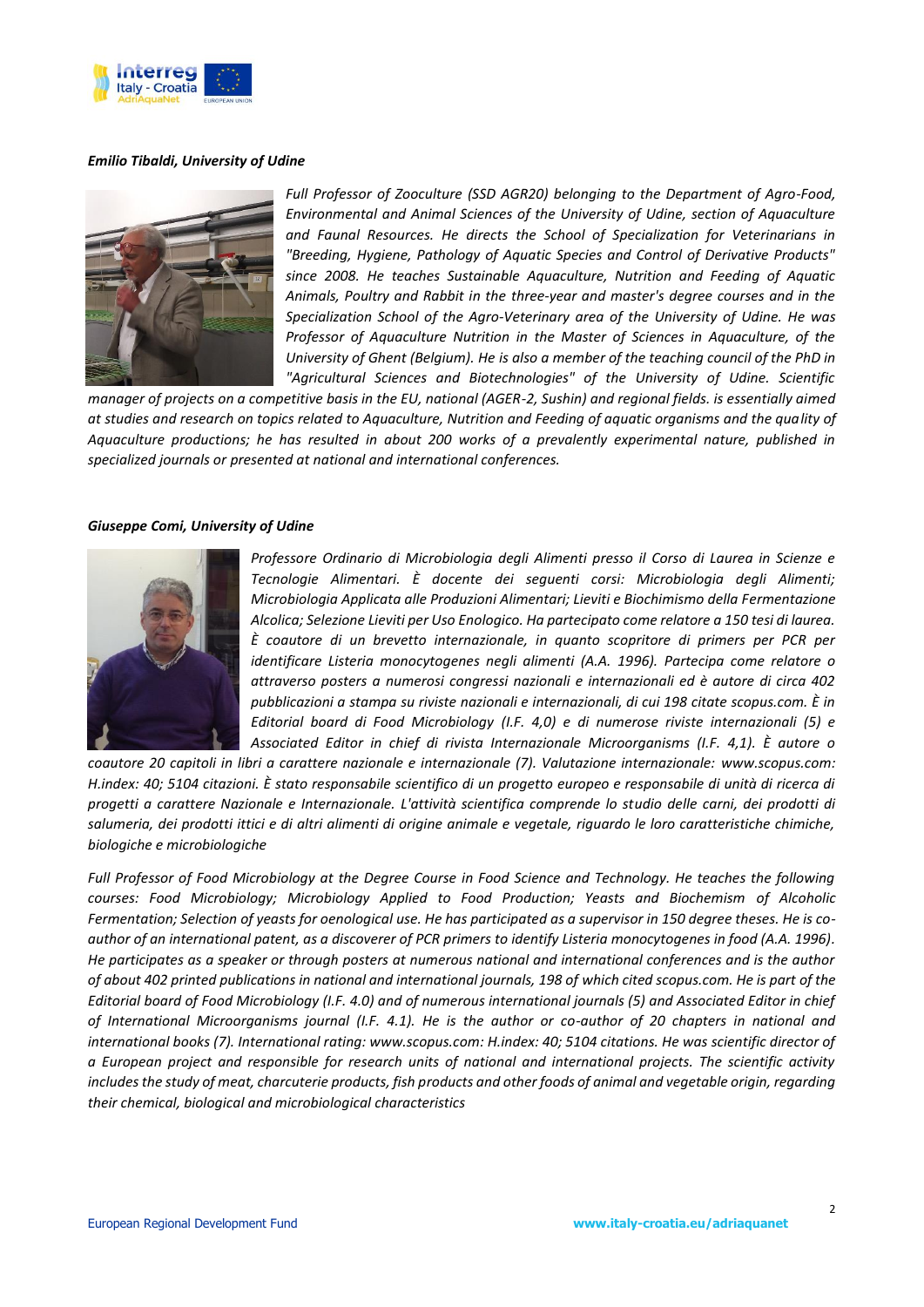***Emilio Tibaldi, University of Udine***

*Full Professor of Zooculture (SSD AGR20) belonging to the Department of Agro-Food, Environmental and Animal Sciences of the University of Udine, section of Aquaculture and Faunal Resources. He directs the School of Specialization for Veterinarians in "Breeding, Hygiene, Pathology of Aquatic Species and Control of Derivative Products" since 2008. He teaches Sustainable Aquaculture, Nutrition and Feeding of Aquatic Animals, Poultry and Rabbit in the three-year and master's degree courses and in the Specialization School of the Agro-Veterinary area of the University of Udine. He was Professor of Aquaculture Nutrition in the Master of Sciences in Aquaculture, of the University of Ghent (Belgium). He is also a member of the teaching council of the PhD in "Agricultural Sciences and Biotechnologies" of the University of Udine. Scientific manager of projects on a competitive basis in the EU, national (AGER-2, Sushin) and regional fields. is essentially aimed at studies and research on topics related to Aquaculture, Nutrition and Feeding of aquatic organisms and the quality of Aquaculture productions; he has resulted in about 200 works of a prevalently experimental nature, published in specialized journals or presented at national and international conferences.*

***Giuseppe Comi, University of Udine***

*Professore Ordinario di Microbiologia degli Alimenti presso il Corso di Laurea in Scienze e Tecnologie Alimentari. È docente dei seguenti corsi: Microbiologia degli Alimenti; Microbiologia Applicata alle Produzioni Alimentari; Lieviti e Biochimismo della Fermentazione Alcolica; Selezione Lieviti per Uso Enologico. Ha partecipato come relatore a 150 tesi di laurea. È coautore di un brevetto internazionale, in quanto scopritore di primers per PCR per identificare Listeria monocytogenes negli alimenti (A.A. 1996). Partecipa come relatore o attraverso posters a numerosi congressi nazionali e internazionali ed è autore di circa 402 pubblicazioni a stampa su riviste nazionali e internazionali, di cui 198 citate scopus.com. È in Editorial board di Food Microbiology (I.F. 4,0) e di numerose riviste internazionali (5) e Associated Editor in chief di rivista Internazionale Microorganisms (I.F. 4,1). È autore o coautore 20 capitoli in libri a carattere nazionale e internazionale (7). Valutazione internazionale: www.scopus.com: H.index: 40; 5104 citazioni. È stato responsabile scientifico di un progetto europeo e responsabile di unità di ricerca di progetti a carattere Nazionale e Internazionale. L'attività scientifica comprende lo studio delle carni, dei prodotti di salumeria, dei prodotti ittici e di altri alimenti di origine animale e vegetale, riguardo le loro caratteristiche chimiche, biologiche e microbiologiche*

*Full Professor of Food Microbiology at the Degree Course in Food Science and Technology. He teaches the following courses: Food Microbiology; Microbiology Applied to Food Production; Yeasts and Biochemism of Alcoholic Fermentation; Selection of yeasts for oenological use. He has participated as a supervisor in 150 degree theses. He is co-author of an international patent, as a discoverer of PCR primers to identify Listeria monocytogenes in food (A.A. 1996). He participates as a speaker or through posters at numerous national and international conferences and is the author of about 402 printed publications in national and international journals, 198 of which cited scopus.com. He is part of the Editorial board of Food Microbiology (I.F. 4.0) and of numerous international journals (5) and Associated Editor in chief of International Microorganisms journal (I.F. 4.1). He is the author or co-author of 20 chapters in national and international books (7). International rating: www.scopus.com: H.index: 40; 5104 citations. He was scientific director of a European project and responsible for research units of national and international projects. The scientific activity includes the study of meat, charcuterie products, fish products and other foods of animal and vegetable origin, regarding their chemical, biological and microbiological characteristics*